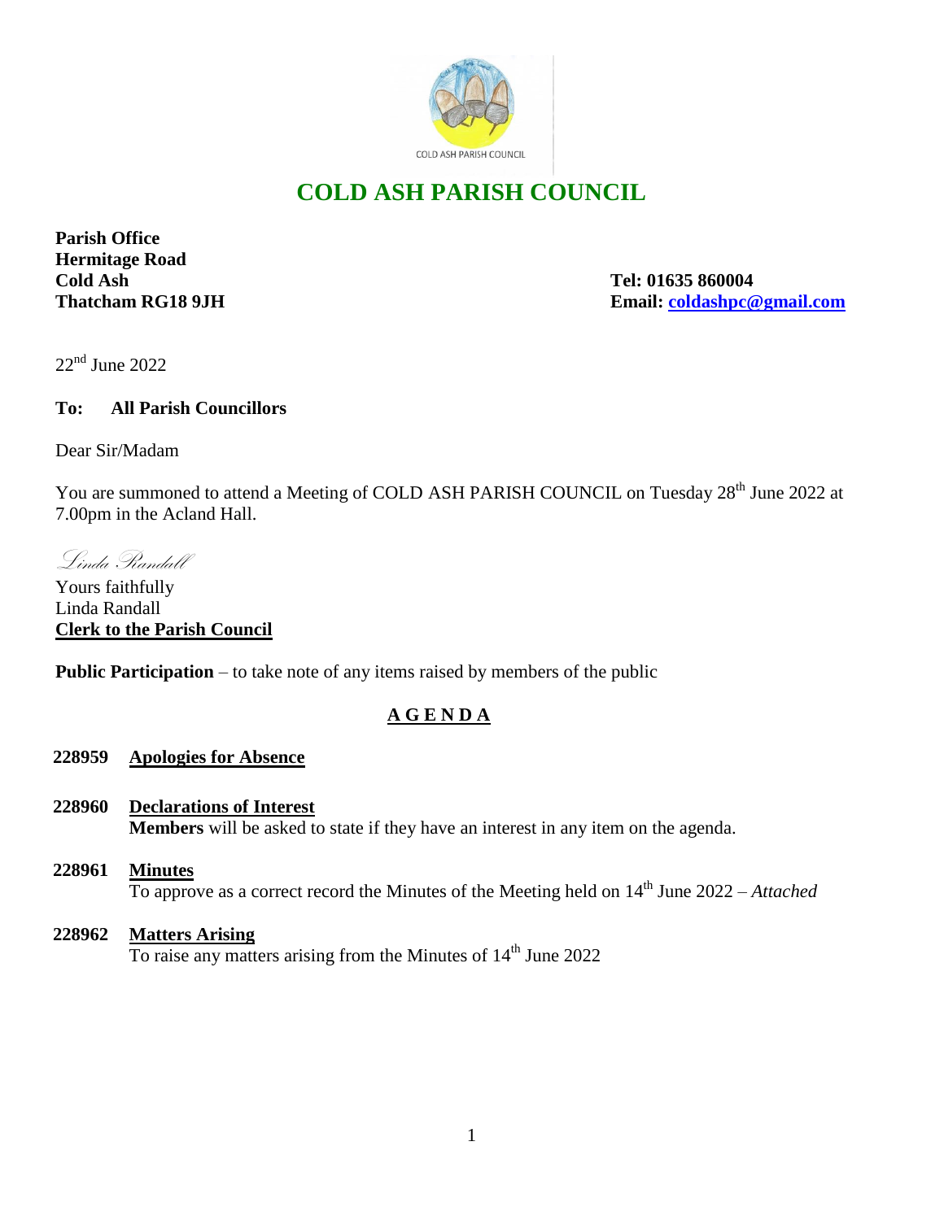# COLD ASH PARISH COUNCIL

**Parish Office**
**Hermitage Road**
**Cold Ash**
**Thatcham RG18 9JH**

**Tel: 01635 860004**
**Email: coldashpc@gmail.com**

22nd June 2022

**To: All Parish Councillors**

Dear Sir/Madam

You are summoned to attend a Meeting of COLD ASH PARISH COUNCIL on Tuesday 28th June 2022 at 7.00pm in the Acland Hall.

*Linda Randall*

Yours faithfully
Linda Randall
**Clerk to the Parish Council**

**Public Participation** – to take note of any items raised by members of the public

## A G E N D A

**228959 Apologies for Absence**

**228960 Declarations of Interest**
**Members** will be asked to state if they have an interest in any item on the agenda.

**228961 Minutes**
To approve as a correct record the Minutes of the Meeting held on 14th June 2022 – *Attached*

**228962 Matters Arising**
To raise any matters arising from the Minutes of 14th June 2022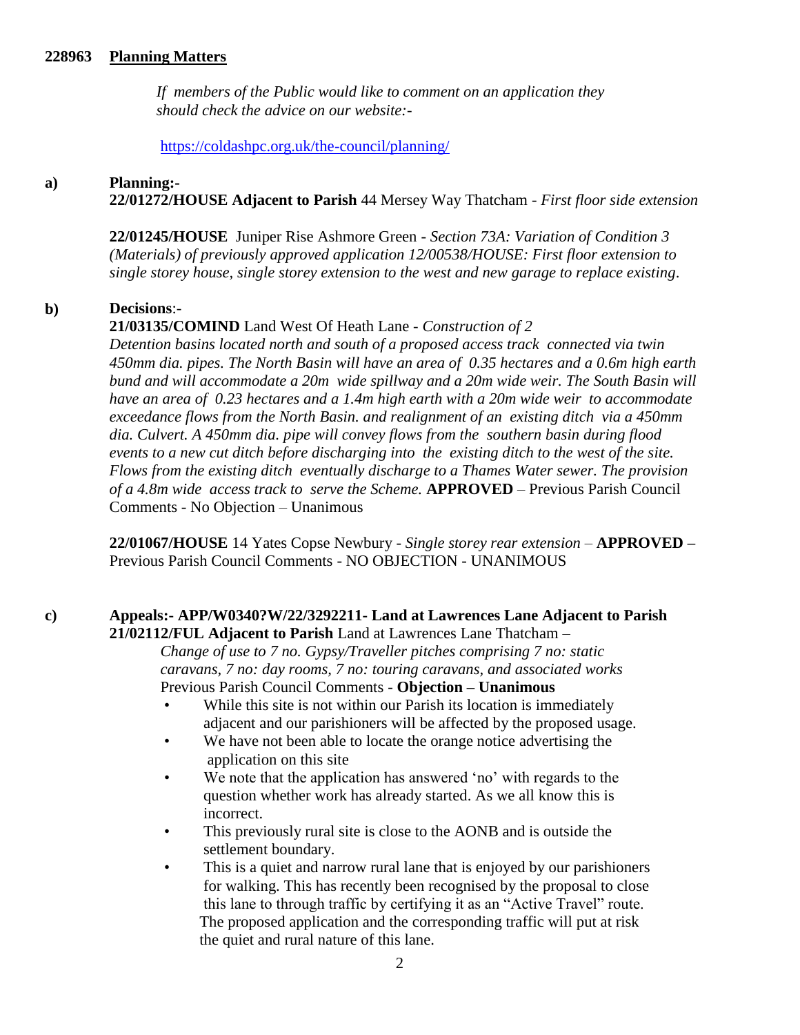**228963 Planning Matters**

*If members of the Public would like to comment on an application they should check the advice on our website:-*

https://coldashpc.org.uk/the-council/planning/

**a) Planning:-**

**22/01272/HOUSE Adjacent to Parish** 44 Mersey Way Thatcham - *First floor side extension*

**22/01245/HOUSE** Juniper Rise Ashmore Green - *Section 73A: Variation of Condition 3 (Materials) of previously approved application 12/00538/HOUSE: First floor extension to single storey house, single storey extension to the west and new garage to replace existing*.

**b) Decisions**:-

**21/03135/COMIND** Land West Of Heath Lane - *Construction of 2 Detention basins located north and south of a proposed access track connected via twin 450mm dia. pipes. The North Basin will have an area of 0.35 hectares and a 0.6m high earth bund and will accommodate a 20m wide spillway and a 20m wide weir. The South Basin will have an area of 0.23 hectares and a 1.4m high earth with a 20m wide weir to accommodate exceedance flows from the North Basin. and realignment of an existing ditch via a 450mm dia. Culvert. A 450mm dia. pipe will convey flows from the southern basin during flood events to a new cut ditch before discharging into the existing ditch to the west of the site. Flows from the existing ditch eventually discharge to a Thames Water sewer. The provision of a 4.8m wide access track to serve the Scheme.* **APPROVED** – Previous Parish Council Comments - No Objection – Unanimous

**22/01067/HOUSE** 14 Yates Copse Newbury - *Single storey rear extension* – **APPROVED –** Previous Parish Council Comments - NO OBJECTION - UNANIMOUS

**c) Appeals:- APP/W0340?W/22/3292211- Land at Lawrences Lane Adjacent to Parish**

**21/02112/FUL Adjacent to Parish** Land at Lawrences Lane Thatcham –

*Change of use to 7 no. Gypsy/Traveller pitches comprising 7 no: static caravans, 7 no: day rooms, 7 no: touring caravans, and associated works*

Previous Parish Council Comments - **Objection – Unanimous**

- While this site is not within our Parish its location is immediately adjacent and our parishioners will be affected by the proposed usage.
- We have not been able to locate the orange notice advertising the application on this site
- We note that the application has answered 'no' with regards to the question whether work has already started. As we all know this is incorrect.
- This previously rural site is close to the AONB and is outside the settlement boundary.
- This is a quiet and narrow rural lane that is enjoyed by our parishioners for walking. This has recently been recognised by the proposal to close this lane to through traffic by certifying it as an "Active Travel" route. The proposed application and the corresponding traffic will put at risk the quiet and rural nature of this lane.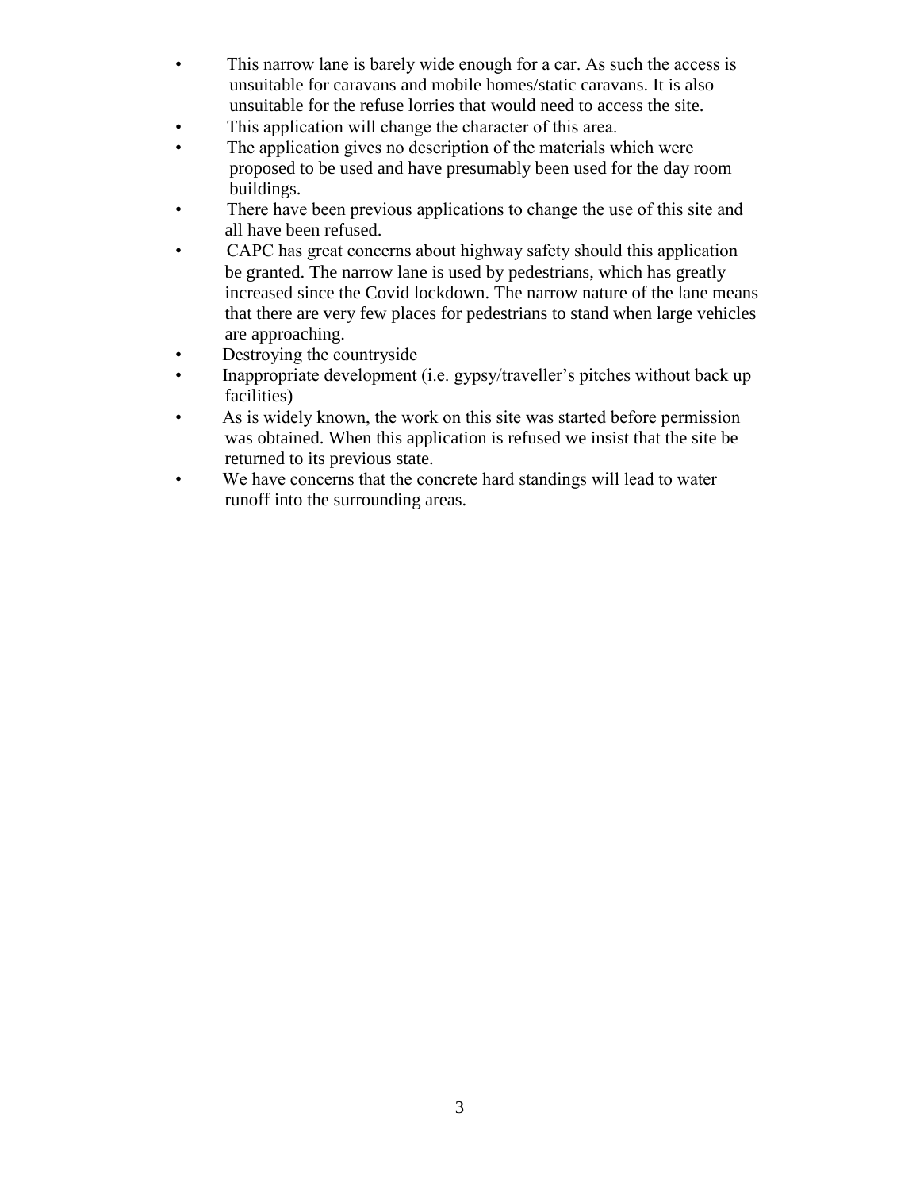- This narrow lane is barely wide enough for a car. As such the access is unsuitable for caravans and mobile homes/static caravans. It is also unsuitable for the refuse lorries that would need to access the site.
- This application will change the character of this area.
- The application gives no description of the materials which were proposed to be used and have presumably been used for the day room buildings.
- There have been previous applications to change the use of this site and all have been refused.
- CAPC has great concerns about highway safety should this application be granted. The narrow lane is used by pedestrians, which has greatly increased since the Covid lockdown. The narrow nature of the lane means that there are very few places for pedestrians to stand when large vehicles are approaching.
- Destroying the countryside
- Inappropriate development (i.e. gypsy/traveller's pitches without back up facilities)
- As is widely known, the work on this site was started before permission was obtained. When this application is refused we insist that the site be returned to its previous state.
- We have concerns that the concrete hard standings will lead to water runoff into the surrounding areas.